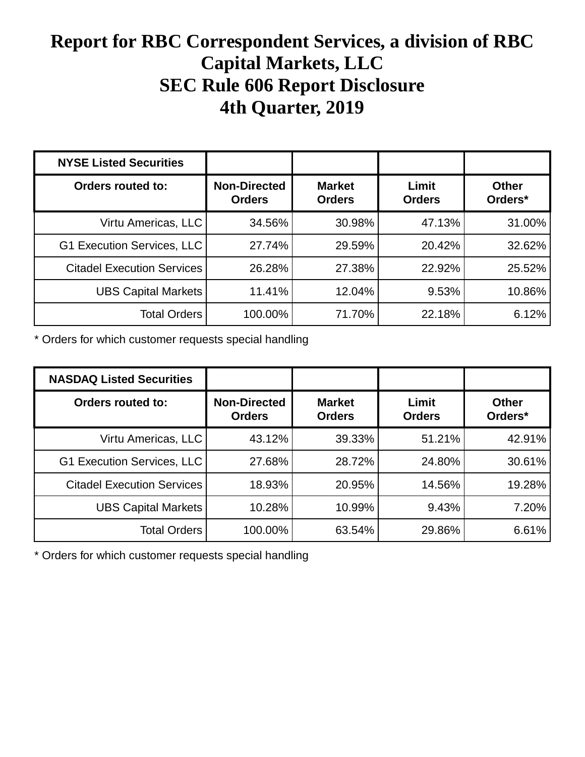# Report for RBC Correspondent Services, a division of RBC Capital Markets, LLC
# SEC Rule 606 Report Disclosure
# 4th Quarter, 2019

| NYSE Listed Securities | | | | |
|---|---|---|---|---|
| **Orders routed to:** | **Non-Directed Orders** | **Market Orders** | **Limit Orders** | **Other Orders*** |
| Virtu Americas, LLC | 34.56% | 30.98% | 47.13% | 31.00% |
| G1 Execution Services, LLC | 27.74% | 29.59% | 20.42% | 32.62% |
| Citadel Execution Services | 26.28% | 27.38% | 22.92% | 25.52% |
| UBS Capital Markets | 11.41% | 12.04% | 9.53% | 10.86% |
| Total Orders | 100.00% | 71.70% | 22.18% | 6.12% |

* Orders for which customer requests special handling

| NASDAQ Listed Securities | | | | |
|---|---|---|---|---|
| **Orders routed to:** | **Non-Directed Orders** | **Market Orders** | **Limit Orders** | **Other Orders*** |
| Virtu Americas, LLC | 43.12% | 39.33% | 51.21% | 42.91% |
| G1 Execution Services, LLC | 27.68% | 28.72% | 24.80% | 30.61% |
| Citadel Execution Services | 18.93% | 20.95% | 14.56% | 19.28% |
| UBS Capital Markets | 10.28% | 10.99% | 9.43% | 7.20% |
| Total Orders | 100.00% | 63.54% | 29.86% | 6.61% |

* Orders for which customer requests special handling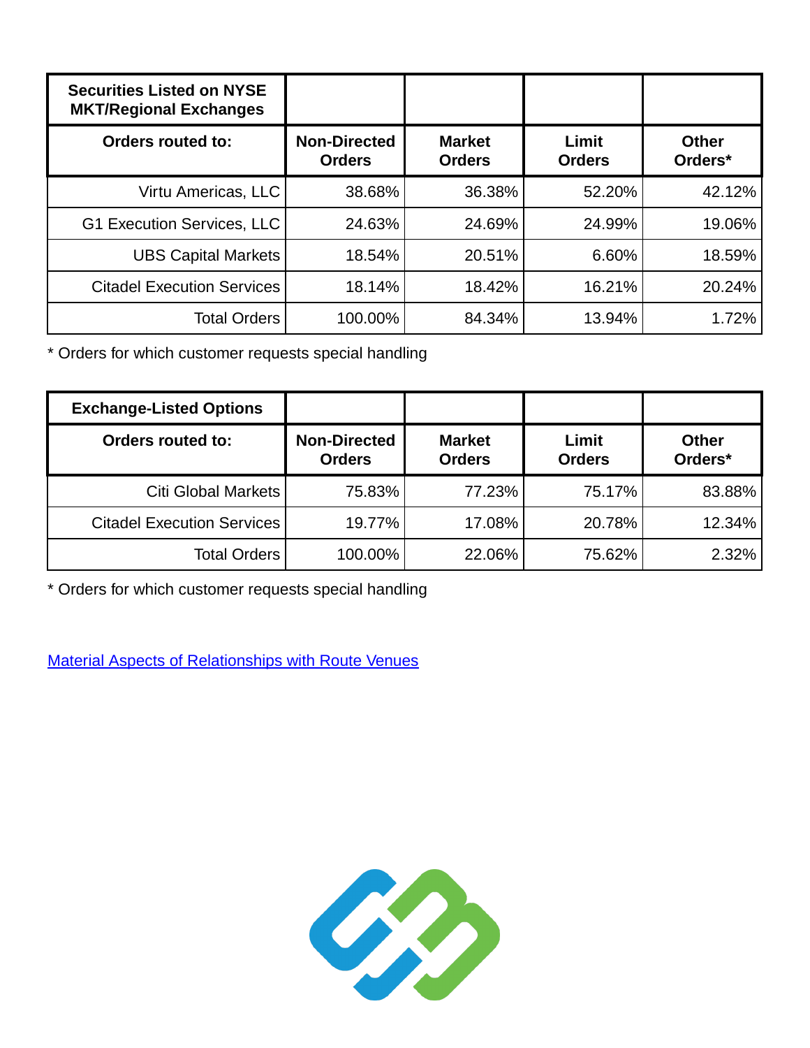| Securities Listed on NYSE MKT/Regional Exchanges | | | | |
|---|---|---|---|---|
| **Orders routed to:** | **Non-Directed Orders** | **Market Orders** | **Limit Orders** | **Other Orders*** |
| Virtu Americas, LLC | 38.68% | 36.38% | 52.20% | 42.12% |
| G1 Execution Services, LLC | 24.63% | 24.69% | 24.99% | 19.06% |
| UBS Capital Markets | 18.54% | 20.51% | 6.60% | 18.59% |
| Citadel Execution Services | 18.14% | 18.42% | 16.21% | 20.24% |
| Total Orders | 100.00% | 84.34% | 13.94% | 1.72% |

* Orders for which customer requests special handling

| Exchange-Listed Options | | | | |
|---|---|---|---|---|
| **Orders routed to:** | **Non-Directed Orders** | **Market Orders** | **Limit Orders** | **Other Orders*** |
| Citi Global Markets | 75.83% | 77.23% | 75.17% | 83.88% |
| Citadel Execution Services | 19.77% | 17.08% | 20.78% | 12.34% |
| Total Orders | 100.00% | 22.06% | 75.62% | 2.32% |

* Orders for which customer requests special handling

Material Aspects of Relationships with Route Venues